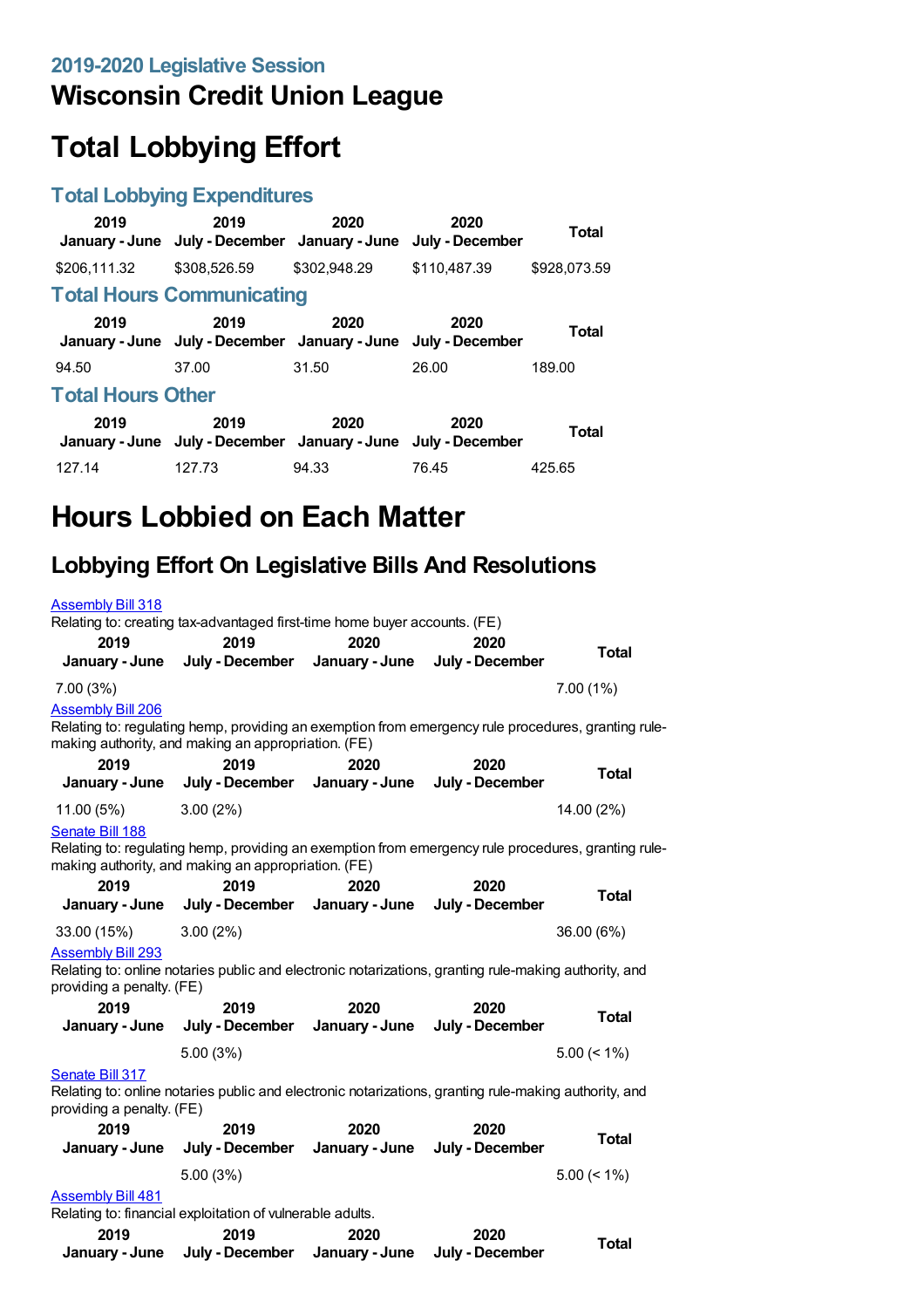## 2019-2020 Legislative Session

# Wisconsin Credit Union League

# Total Lobbying Effort

## Total Lobbying Expenditures

| 2019 January - June | 2019 July - December | 2020 January - June | 2020 July - December | Total |
|---|---|---|---|---|
| $206,111.32 | $308,526.59 | $302,948.29 | $110,487.39 | $928,073.59 |

## Total Hours Communicating

| 2019 January - June | 2019 July - December | 2020 January - June | 2020 July - December | Total |
|---|---|---|---|---|
| 94.50 | 37.00 | 31.50 | 26.00 | 189.00 |

## Total Hours Other

| 2019 January - June | 2019 July - December | 2020 January - June | 2020 July - December | Total |
|---|---|---|---|---|
| 127.14 | 127.73 | 94.33 | 76.45 | 425.65 |

# Hours Lobbied on Each Matter

## Lobbying Effort On Legislative Bills And Resolutions

Assembly Bill 318

Relating to: creating tax-advantaged first-time home buyer accounts. (FE)

| 2019 January - June | 2019 July - December | 2020 January - June | 2020 July - December | Total |
|---|---|---|---|---|
| 7.00 (3%) | | | | 7.00 (1%) |

Assembly Bill 206

Relating to: regulating hemp, providing an exemption from emergency rule procedures, granting rule-making authority, and making an appropriation. (FE)

| 2019 January - June | 2019 July - December | 2020 January - June | 2020 July - December | Total |
|---|---|---|---|---|
| 11.00 (5%) | 3.00 (2%) | | | 14.00 (2%) |

Senate Bill 188

Relating to: regulating hemp, providing an exemption from emergency rule procedures, granting rule-making authority, and making an appropriation. (FE)

| 2019 January - June | 2019 July - December | 2020 January - June | 2020 July - December | Total |
|---|---|---|---|---|
| 33.00 (15%) | 3.00 (2%) | | | 36.00 (6%) |

Assembly Bill 293

Relating to: online notaries public and electronic notarizations, granting rule-making authority, and providing a penalty. (FE)

| 2019 January - June | 2019 July - December | 2020 January - June | 2020 July - December | Total |
|---|---|---|---|---|
| | 5.00 (3%) | | | 5.00 (< 1%) |

Senate Bill 317

Relating to: online notaries public and electronic notarizations, granting rule-making authority, and providing a penalty. (FE)

| 2019 January - June | 2019 July - December | 2020 January - June | 2020 July - December | Total |
|---|---|---|---|---|
| | 5.00 (3%) | | | 5.00 (< 1%) |

Assembly Bill 481

Relating to: financial exploitation of vulnerable adults.

| 2019 January - June | 2019 July - December | 2020 January - June | 2020 July - December | Total |
|---|---|---|---|---|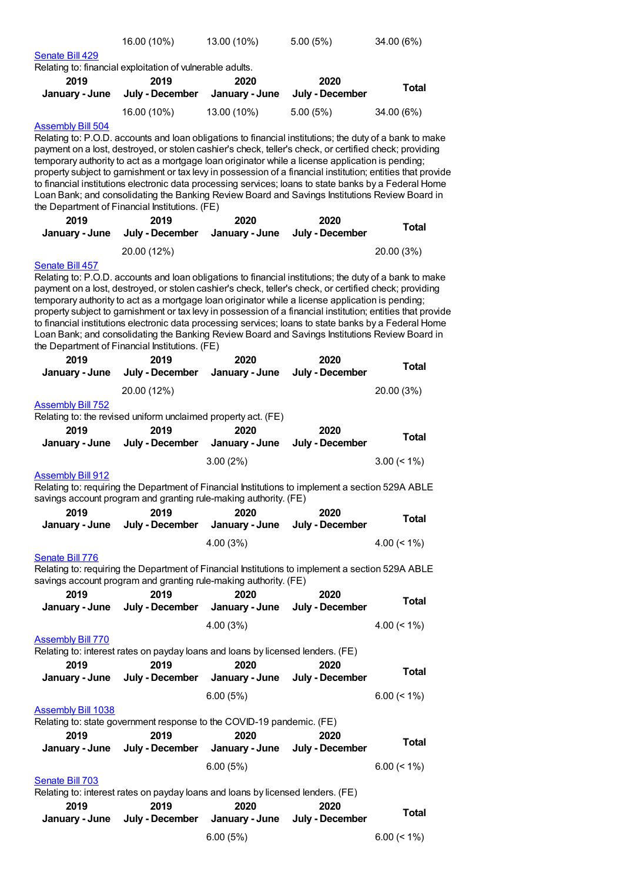| | | | | |
|---|---|---|---|---|
| | 16.00 (10%) | 13.00 (10%) | 5.00 (5%) | 34.00 (6%) |

[Senate Bill 429](#)

Relating to: financial exploitation of vulnerable adults.

| 2019 January - June | 2019 July - December | 2020 January - June | 2020 July - December | Total |
|---|---|---|---|---|
| | 16.00 (10%) | 13.00 (10%) | 5.00 (5%) | 34.00 (6%) |

[Assembly Bill 504](#)

Relating to: P.O.D. accounts and loan obligations to financial institutions; the duty of a bank to make payment on a lost, destroyed, or stolen cashier's check, teller's check, or certified check; providing temporary authority to act as a mortgage loan originator while a license application is pending; property subject to garnishment or tax levy in possession of a financial institution; entities that provide to financial institutions electronic data processing services; loans to state banks by a Federal Home Loan Bank; and consolidating the Banking Review Board and Savings Institutions Review Board in the Department of Financial Institutions. (FE)

| 2019 January - June | 2019 July - December | 2020 January - June | 2020 July - December | Total |
|---|---|---|---|---|
| | 20.00 (12%) | | | 20.00 (3%) |

[Senate Bill 457](#)

Relating to: P.O.D. accounts and loan obligations to financial institutions; the duty of a bank to make payment on a lost, destroyed, or stolen cashier's check, teller's check, or certified check; providing temporary authority to act as a mortgage loan originator while a license application is pending; property subject to garnishment or tax levy in possession of a financial institution; entities that provide to financial institutions electronic data processing services; loans to state banks by a Federal Home Loan Bank; and consolidating the Banking Review Board and Savings Institutions Review Board in the Department of Financial Institutions. (FE)

| 2019 January - June | 2019 July - December | 2020 January - June | 2020 July - December | Total |
|---|---|---|---|---|
| | 20.00 (12%) | | | 20.00 (3%) |

[Assembly Bill 752](#)

Relating to: the revised uniform unclaimed property act. (FE)

| 2019 January - June | 2019 July - December | 2020 January - June | 2020 July - December | Total |
|---|---|---|---|---|
| | | 3.00 (2%) | | 3.00 (< 1%) |

[Assembly Bill 912](#)

Relating to: requiring the Department of Financial Institutions to implement a section 529A ABLE savings account program and granting rule-making authority. (FE)

| 2019 January - June | 2019 July - December | 2020 January - June | 2020 July - December | Total |
|---|---|---|---|---|
| | | 4.00 (3%) | | 4.00 (< 1%) |

[Senate Bill 776](#)

Relating to: requiring the Department of Financial Institutions to implement a section 529A ABLE savings account program and granting rule-making authority. (FE)

| 2019 January - June | 2019 July - December | 2020 January - June | 2020 July - December | Total |
|---|---|---|---|---|
| | | 4.00 (3%) | | 4.00 (< 1%) |

[Assembly Bill 770](#)

Relating to: interest rates on payday loans and loans by licensed lenders. (FE)

| 2019 January - June | 2019 July - December | 2020 January - June | 2020 July - December | Total |
|---|---|---|---|---|
| | | 6.00 (5%) | | 6.00 (< 1%) |

[Assembly Bill 1038](#)

Relating to: state government response to the COVID-19 pandemic. (FE)

| 2019 January - June | 2019 July - December | 2020 January - June | 2020 July - December | Total |
|---|---|---|---|---|
| | | 6.00 (5%) | | 6.00 (< 1%) |

[Senate Bill 703](#)

Relating to: interest rates on payday loans and loans by licensed lenders. (FE)

| 2019 January - June | 2019 July - December | 2020 January - June | 2020 July - December | Total |
|---|---|---|---|---|
| | | 6.00 (5%) | | 6.00 (< 1%) |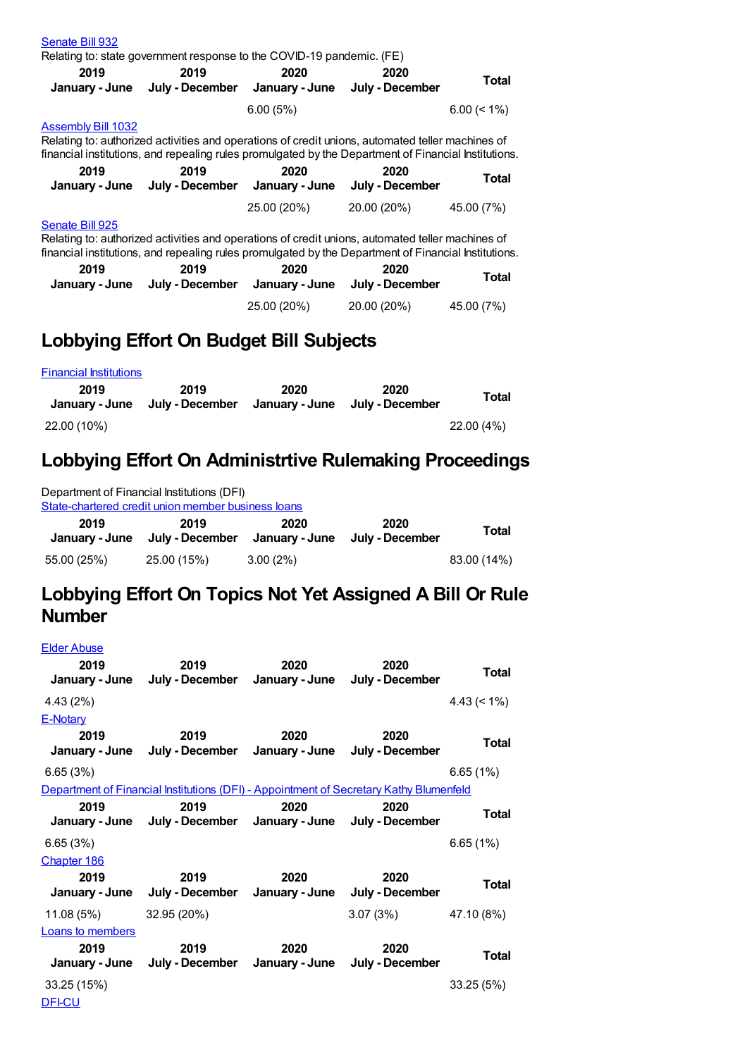[Senate Bill 932](#)

Relating to: state government response to the COVID-19 pandemic. (FE)

| 2019 January - June | 2019 July - December | 2020 January - June | 2020 July - December | Total |
|---|---|---|---|---|
| | | 6.00 (5%) | | 6.00 (< 1%) |

[Assembly Bill 1032](#)

Relating to: authorized activities and operations of credit unions, automated teller machines of financial institutions, and repealing rules promulgated by the Department of Financial Institutions.

| 2019 January - June | 2019 July - December | 2020 January - June | 2020 July - December | Total |
|---|---|---|---|---|
| | | 25.00 (20%) | 20.00 (20%) | 45.00 (7%) |

[Senate Bill 925](#)

Relating to: authorized activities and operations of credit unions, automated teller machines of financial institutions, and repealing rules promulgated by the Department of Financial Institutions.

| 2019 January - June | 2019 July - December | 2020 January - June | 2020 July - December | Total |
|---|---|---|---|---|
| | | 25.00 (20%) | 20.00 (20%) | 45.00 (7%) |

## Lobbying Effort On Budget Bill Subjects

[Financial Institutions](#)

| 2019 January - June | 2019 July - December | 2020 January - June | 2020 July - December | Total |
|---|---|---|---|---|
| 22.00 (10%) | | | | 22.00 (4%) |

## Lobbying Effort On Administrtive Rulemaking Proceedings

Department of Financial Institutions (DFI)

[State-chartered credit union member business loans](#)

| 2019 January - June | 2019 July - December | 2020 January - June | 2020 July - December | Total |
|---|---|---|---|---|
| 55.00 (25%) | 25.00 (15%) | 3.00 (2%) | | 83.00 (14%) |

## Lobbying Effort On Topics Not Yet Assigned A Bill Or Rule Number

[Elder Abuse](#)

| 2019 January - June | 2019 July - December | 2020 January - June | 2020 July - December | Total |
|---|---|---|---|---|
| 4.43 (2%) | | | | 4.43 (< 1%) |

[E-Notary](#)

| 2019 January - June | 2019 July - December | 2020 January - June | 2020 July - December | Total |
|---|---|---|---|---|
| 6.65 (3%) | | | | 6.65 (1%) |

[Department of Financial Institutions (DFI) - Appointment of Secretary Kathy Blumenfeld](#)

| 2019 January - June | 2019 July - December | 2020 January - June | 2020 July - December | Total |
|---|---|---|---|---|
| 6.65 (3%) | | | | 6.65 (1%) |

[Chapter 186](#)

| 2019 January - June | 2019 July - December | 2020 January - June | 2020 July - December | Total |
|---|---|---|---|---|
| 11.08 (5%) | 32.95 (20%) | | 3.07 (3%) | 47.10 (8%) |

[Loans to members](#)

| 2019 January - June | 2019 July - December | 2020 January - June | 2020 July - December | Total |
|---|---|---|---|---|
| 33.25 (15%) | | | | 33.25 (5%) |

[DFI-CU](#)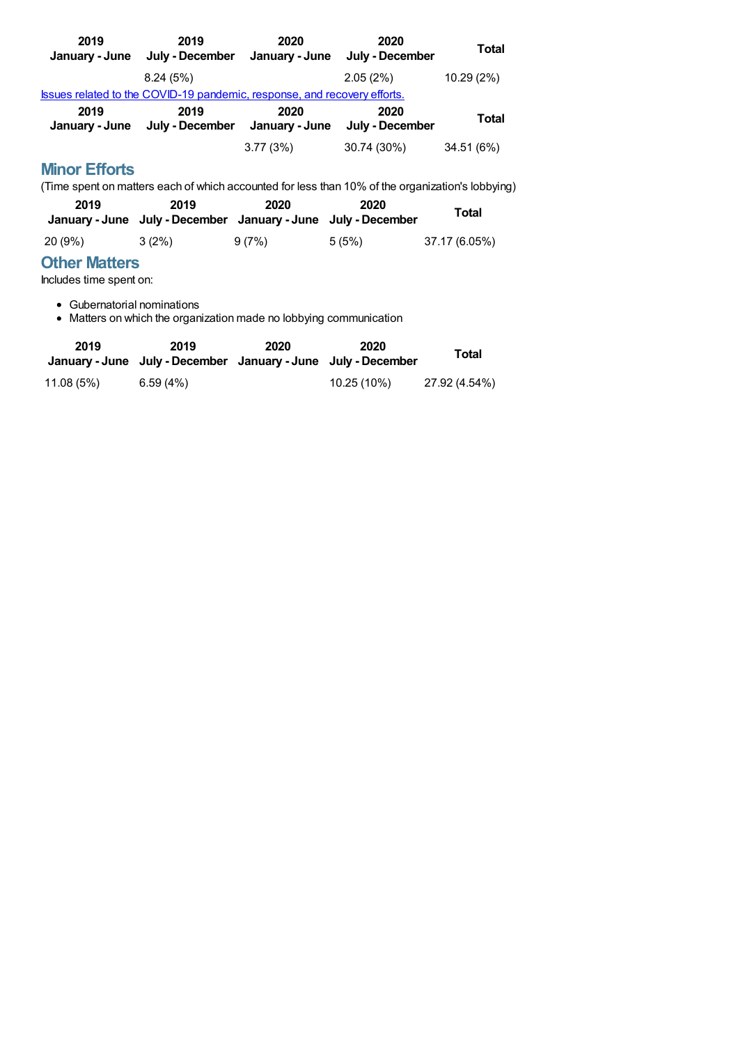| 2019 January - June | 2019 July - December | 2020 January - June | 2020 July - December | Total |
|---|---|---|---|---|
| | 8.24 (5%) | | 2.05 (2%) | 10.29 (2%) |

Issues related to the COVID-19 pandemic, response, and recovery efforts.

| 2019 January - June | 2019 July - December | 2020 January - June | 2020 July - December | Total |
|---|---|---|---|---|
| | | 3.77 (3%) | 30.74 (30%) | 34.51 (6%) |

## Minor Efforts

(Time spent on matters each of which accounted for less than 10% of the organization's lobbying)

| 2019 January - June | 2019 July - December | 2020 January - June | 2020 July - December | Total |
|---|---|---|---|---|
| 20 (9%) | 3 (2%) | 9 (7%) | 5 (5%) | 37.17 (6.05%) |

## Other Matters

Includes time spent on:

- Gubernatorial nominations
- Matters on which the organization made no lobbying communication

| 2019 January - June | 2019 July - December | 2020 January - June | 2020 July - December | Total |
|---|---|---|---|---|
| 11.08 (5%) | 6.59 (4%) | | 10.25 (10%) | 27.92 (4.54%) |